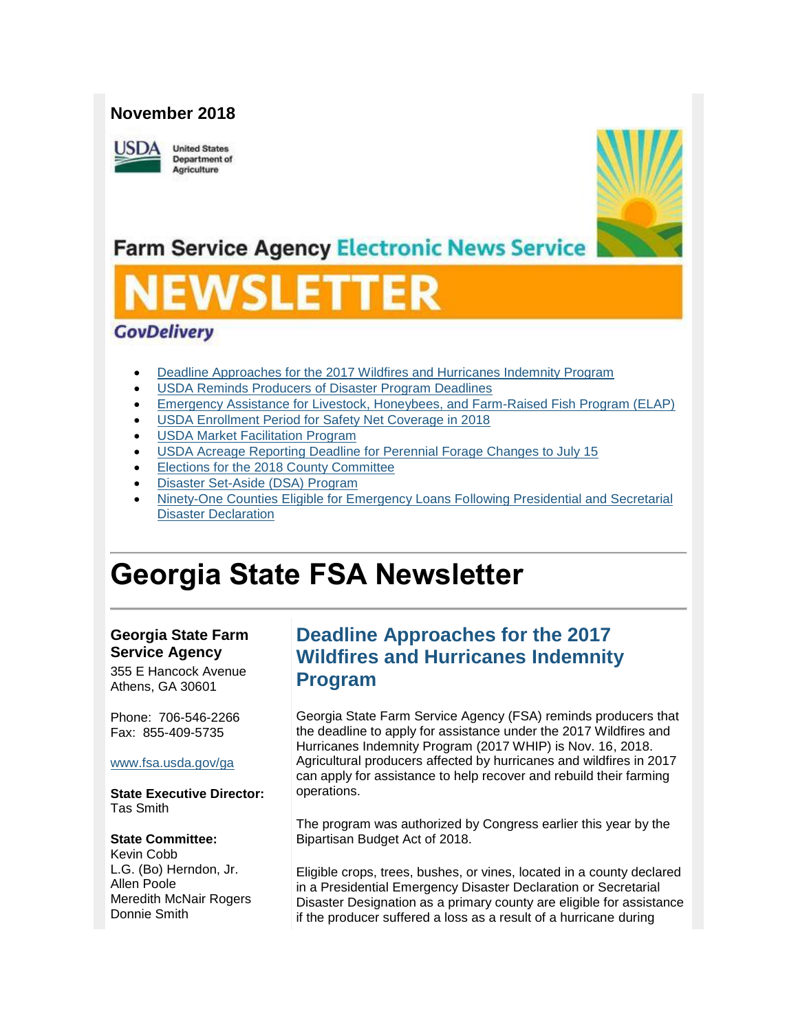**November 2018**

USDA United States Department of Agriculture

Farm Service Agency Electronic News Service

# NEWSLETTER

GovDelivery

- Deadline Approaches for the 2017 Wildfires and Hurricanes Indemnity Program
- USDA Reminds Producers of Disaster Program Deadlines
- Emergency Assistance for Livestock, Honeybees, and Farm-Raised Fish Program (ELAP)
- USDA Enrollment Period for Safety Net Coverage in 2018
- USDA Market Facilitation Program
- USDA Acreage Reporting Deadline for Perennial Forage Changes to July 15
- Elections for the 2018 County Committee
- Disaster Set-Aside (DSA) Program
- Ninety-One Counties Eligible for Emergency Loans Following Presidential and Secretarial Disaster Declaration

# Georgia State FSA Newsletter

**Georgia State Farm Service Agency**
355 E Hancock Avenue
Athens, GA 30601

Phone: 706-546-2266
Fax: 855-409-5735

www.fsa.usda.gov/ga

**State Executive Director:**
Tas Smith

**State Committee:**
Kevin Cobb
L.G. (Bo) Herndon, Jr.
Allen Poole
Meredith McNair Rogers
Donnie Smith

## Deadline Approaches for the 2017 Wildfires and Hurricanes Indemnity Program

Georgia State Farm Service Agency (FSA) reminds producers that the deadline to apply for assistance under the 2017 Wildfires and Hurricanes Indemnity Program (2017 WHIP) is Nov. 16, 2018. Agricultural producers affected by hurricanes and wildfires in 2017 can apply for assistance to help recover and rebuild their farming operations.

The program was authorized by Congress earlier this year by the Bipartisan Budget Act of 2018.

Eligible crops, trees, bushes, or vines, located in a county declared in a Presidential Emergency Disaster Declaration or Secretarial Disaster Designation as a primary county are eligible for assistance if the producer suffered a loss as a result of a hurricane during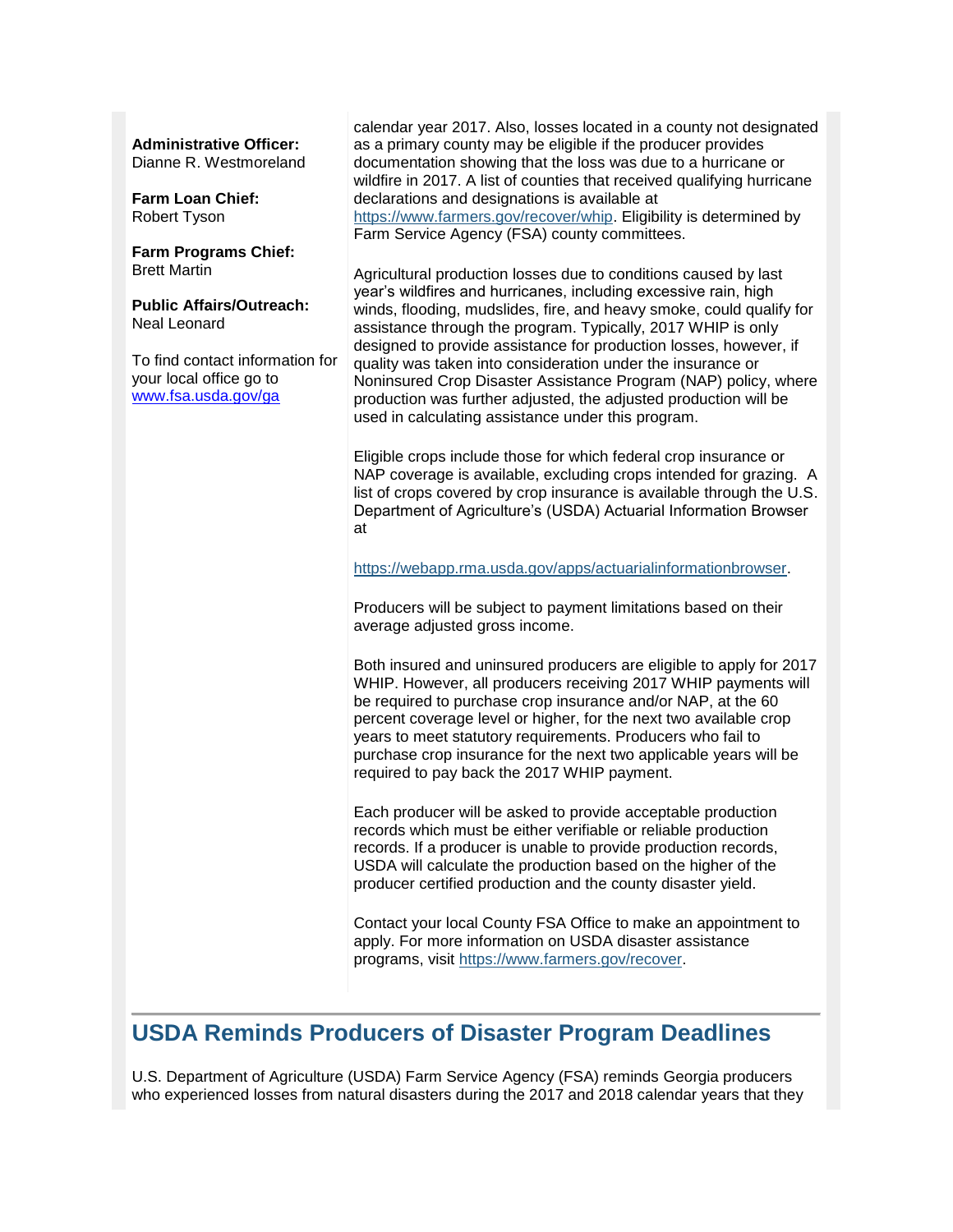**Administrative Officer:**
Dianne R. Westmoreland

**Farm Loan Chief:**
Robert Tyson

**Farm Programs Chief:**
Brett Martin

**Public Affairs/Outreach:**
Neal Leonard

To find contact information for your local office go to [www.fsa.usda.gov/ga](www.fsa.usda.gov/ga)

calendar year 2017. Also, losses located in a county not designated as a primary county may be eligible if the producer provides documentation showing that the loss was due to a hurricane or wildfire in 2017. A list of counties that received qualifying hurricane declarations and designations is available at [https://www.farmers.gov/recover/whip](https://www.farmers.gov/recover/whip). Eligibility is determined by Farm Service Agency (FSA) county committees.

Agricultural production losses due to conditions caused by last year's wildfires and hurricanes, including excessive rain, high winds, flooding, mudslides, fire, and heavy smoke, could qualify for assistance through the program. Typically, 2017 WHIP is only designed to provide assistance for production losses, however, if quality was taken into consideration under the insurance or Noninsured Crop Disaster Assistance Program (NAP) policy, where production was further adjusted, the adjusted production will be used in calculating assistance under this program.

Eligible crops include those for which federal crop insurance or NAP coverage is available, excluding crops intended for grazing. A list of crops covered by crop insurance is available through the U.S. Department of Agriculture's (USDA) Actuarial Information Browser at

[https://webapp.rma.usda.gov/apps/actuarialinformationbrowser](https://webapp.rma.usda.gov/apps/actuarialinformationbrowser).

Producers will be subject to payment limitations based on their average adjusted gross income.

Both insured and uninsured producers are eligible to apply for 2017 WHIP. However, all producers receiving 2017 WHIP payments will be required to purchase crop insurance and/or NAP, at the 60 percent coverage level or higher, for the next two available crop years to meet statutory requirements. Producers who fail to purchase crop insurance for the next two applicable years will be required to pay back the 2017 WHIP payment.

Each producer will be asked to provide acceptable production records which must be either verifiable or reliable production records. If a producer is unable to provide production records, USDA will calculate the production based on the higher of the producer certified production and the county disaster yield.

Contact your local County FSA Office to make an appointment to apply. For more information on USDA disaster assistance programs, visit [https://www.farmers.gov/recover](https://www.farmers.gov/recover).

## USDA Reminds Producers of Disaster Program Deadlines

U.S. Department of Agriculture (USDA) Farm Service Agency (FSA) reminds Georgia producers who experienced losses from natural disasters during the 2017 and 2018 calendar years that they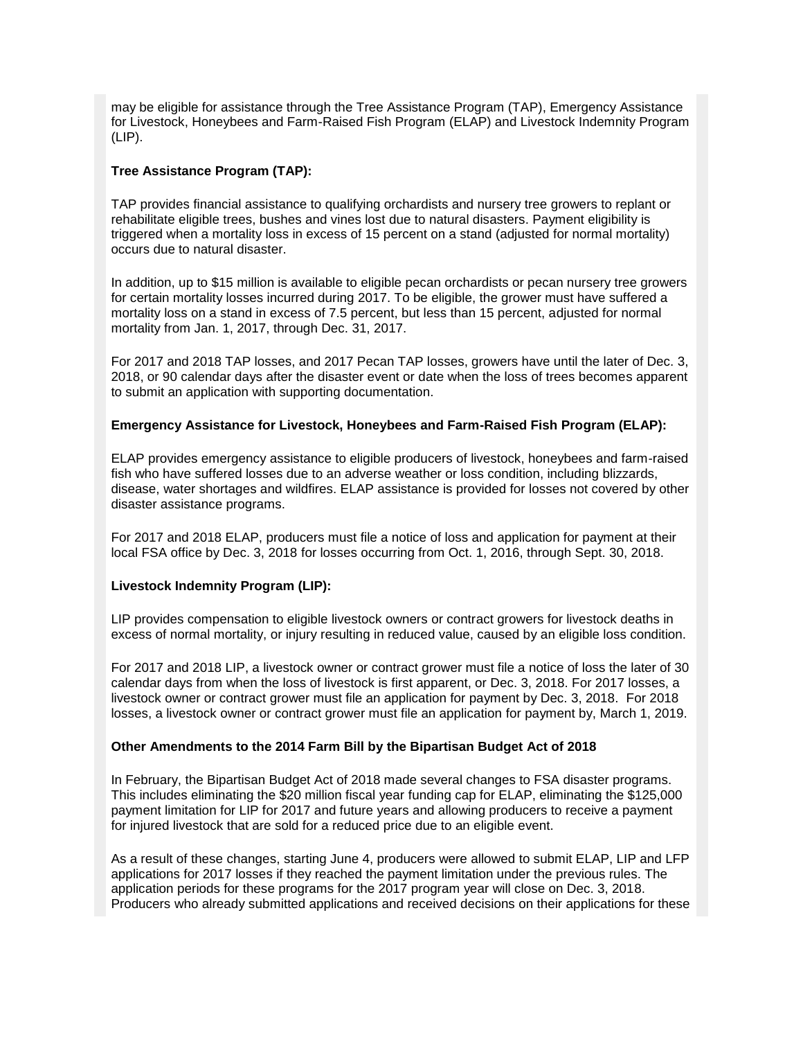may be eligible for assistance through the Tree Assistance Program (TAP), Emergency Assistance for Livestock, Honeybees and Farm-Raised Fish Program (ELAP) and Livestock Indemnity Program (LIP).

**Tree Assistance Program (TAP):**

TAP provides financial assistance to qualifying orchardists and nursery tree growers to replant or rehabilitate eligible trees, bushes and vines lost due to natural disasters. Payment eligibility is triggered when a mortality loss in excess of 15 percent on a stand (adjusted for normal mortality) occurs due to natural disaster.

In addition, up to $15 million is available to eligible pecan orchardists or pecan nursery tree growers for certain mortality losses incurred during 2017. To be eligible, the grower must have suffered a mortality loss on a stand in excess of 7.5 percent, but less than 15 percent, adjusted for normal mortality from Jan. 1, 2017, through Dec. 31, 2017.

For 2017 and 2018 TAP losses, and 2017 Pecan TAP losses, growers have until the later of Dec. 3, 2018, or 90 calendar days after the disaster event or date when the loss of trees becomes apparent to submit an application with supporting documentation.

**Emergency Assistance for Livestock, Honeybees and Farm-Raised Fish Program (ELAP):**

ELAP provides emergency assistance to eligible producers of livestock, honeybees and farm-raised fish who have suffered losses due to an adverse weather or loss condition, including blizzards, disease, water shortages and wildfires. ELAP assistance is provided for losses not covered by other disaster assistance programs.

For 2017 and 2018 ELAP, producers must file a notice of loss and application for payment at their local FSA office by Dec. 3, 2018 for losses occurring from Oct. 1, 2016, through Sept. 30, 2018.

**Livestock Indemnity Program (LIP):**

LIP provides compensation to eligible livestock owners or contract growers for livestock deaths in excess of normal mortality, or injury resulting in reduced value, caused by an eligible loss condition.

For 2017 and 2018 LIP, a livestock owner or contract grower must file a notice of loss the later of 30 calendar days from when the loss of livestock is first apparent, or Dec. 3, 2018. For 2017 losses, a livestock owner or contract grower must file an application for payment by Dec. 3, 2018. For 2018 losses, a livestock owner or contract grower must file an application for payment by, March 1, 2019.

**Other Amendments to the 2014 Farm Bill by the Bipartisan Budget Act of 2018**

In February, the Bipartisan Budget Act of 2018 made several changes to FSA disaster programs. This includes eliminating the $20 million fiscal year funding cap for ELAP, eliminating the $125,000 payment limitation for LIP for 2017 and future years and allowing producers to receive a payment for injured livestock that are sold for a reduced price due to an eligible event.

As a result of these changes, starting June 4, producers were allowed to submit ELAP, LIP and LFP applications for 2017 losses if they reached the payment limitation under the previous rules. The application periods for these programs for the 2017 program year will close on Dec. 3, 2018. Producers who already submitted applications and received decisions on their applications for these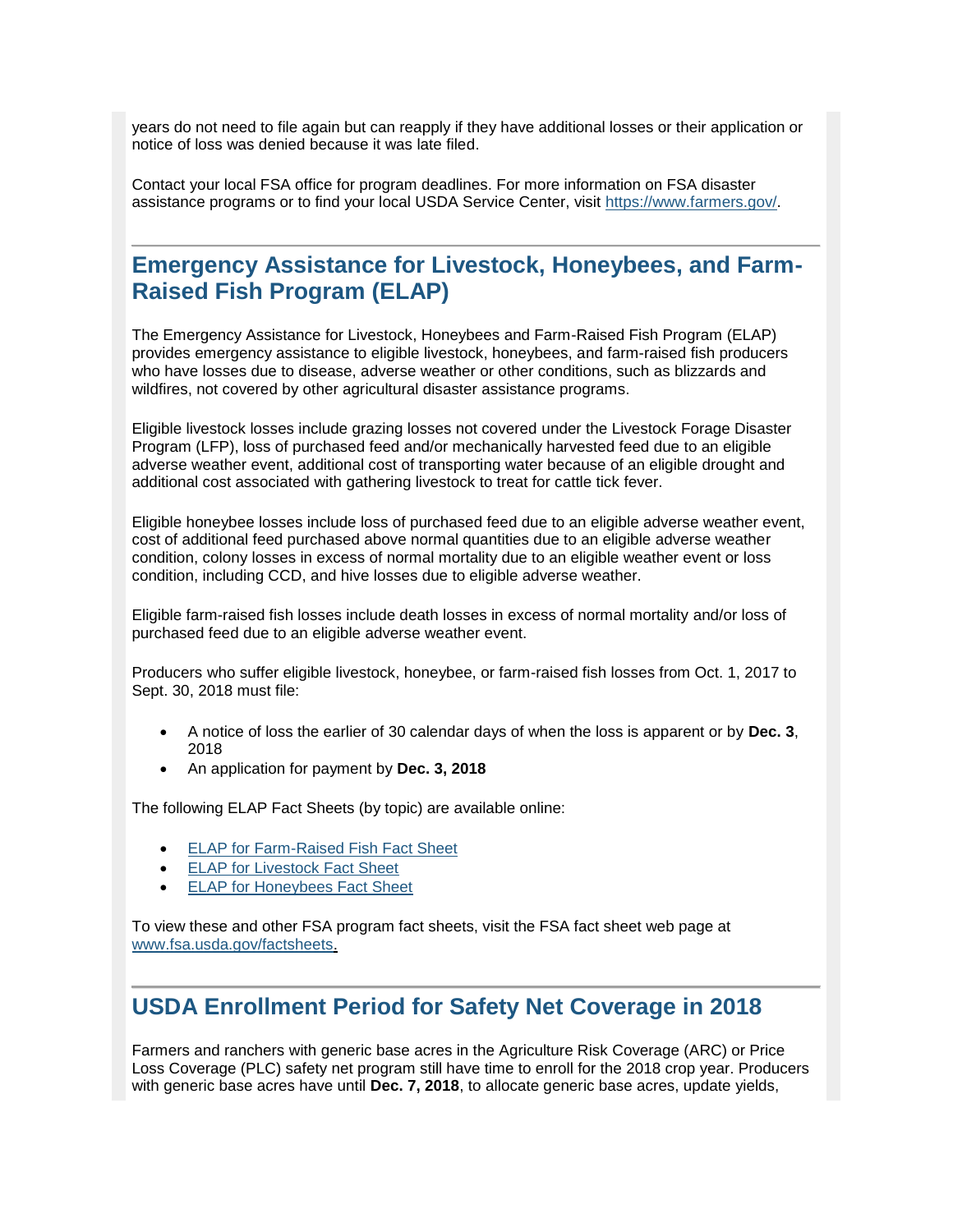years do not need to file again but can reapply if they have additional losses or their application or notice of loss was denied because it was late filed.

Contact your local FSA office for program deadlines. For more information on FSA disaster assistance programs or to find your local USDA Service Center, visit [https://www.farmers.gov/](https://www.farmers.gov/).

## Emergency Assistance for Livestock, Honeybees, and Farm-Raised Fish Program (ELAP)

The Emergency Assistance for Livestock, Honeybees and Farm-Raised Fish Program (ELAP) provides emergency assistance to eligible livestock, honeybees, and farm-raised fish producers who have losses due to disease, adverse weather or other conditions, such as blizzards and wildfires, not covered by other agricultural disaster assistance programs.

Eligible livestock losses include grazing losses not covered under the Livestock Forage Disaster Program (LFP), loss of purchased feed and/or mechanically harvested feed due to an eligible adverse weather event, additional cost of transporting water because of an eligible drought and additional cost associated with gathering livestock to treat for cattle tick fever.

Eligible honeybee losses include loss of purchased feed due to an eligible adverse weather event, cost of additional feed purchased above normal quantities due to an eligible adverse weather condition, colony losses in excess of normal mortality due to an eligible weather event or loss condition, including CCD, and hive losses due to eligible adverse weather.

Eligible farm-raised fish losses include death losses in excess of normal mortality and/or loss of purchased feed due to an eligible adverse weather event.

Producers who suffer eligible livestock, honeybee, or farm-raised fish losses from Oct. 1, 2017 to Sept. 30, 2018 must file:

- A notice of loss the earlier of 30 calendar days of when the loss is apparent or by **Dec. 3**, 2018
- An application for payment by **Dec. 3, 2018**

The following ELAP Fact Sheets (by topic) are available online:

- ELAP for Farm-Raised Fish Fact Sheet
- ELAP for Livestock Fact Sheet
- ELAP for Honeybees Fact Sheet

To view these and other FSA program fact sheets, visit the FSA fact sheet web page at [www.fsa.usda.gov/factsheets](http://www.fsa.usda.gov/factsheets).

## USDA Enrollment Period for Safety Net Coverage in 2018

Farmers and ranchers with generic base acres in the Agriculture Risk Coverage (ARC) or Price Loss Coverage (PLC) safety net program still have time to enroll for the 2018 crop year. Producers with generic base acres have until **Dec. 7, 2018**, to allocate generic base acres, update yields,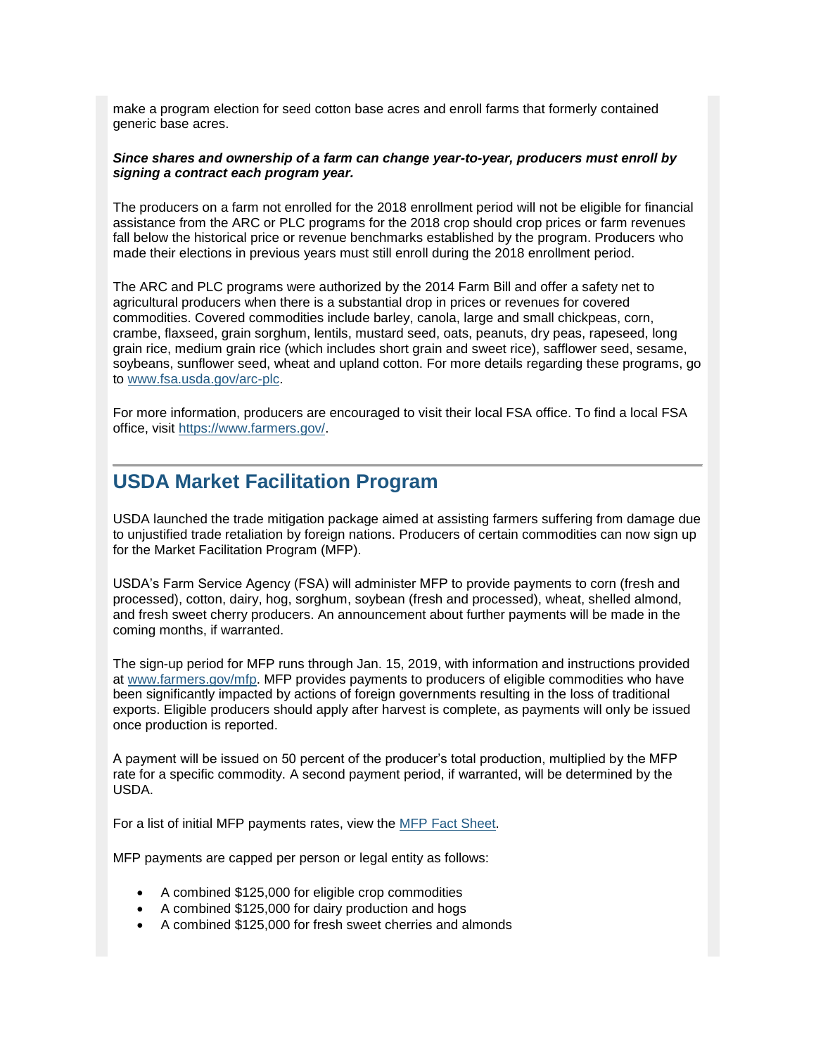make a program election for seed cotton base acres and enroll farms that formerly contained generic base acres.

***Since shares and ownership of a farm can change year-to-year, producers must enroll by signing a contract each program year.***

The producers on a farm not enrolled for the 2018 enrollment period will not be eligible for financial assistance from the ARC or PLC programs for the 2018 crop should crop prices or farm revenues fall below the historical price or revenue benchmarks established by the program. Producers who made their elections in previous years must still enroll during the 2018 enrollment period.

The ARC and PLC programs were authorized by the 2014 Farm Bill and offer a safety net to agricultural producers when there is a substantial drop in prices or revenues for covered commodities. Covered commodities include barley, canola, large and small chickpeas, corn, crambe, flaxseed, grain sorghum, lentils, mustard seed, oats, peanuts, dry peas, rapeseed, long grain rice, medium grain rice (which includes short grain and sweet rice), safflower seed, sesame, soybeans, sunflower seed, wheat and upland cotton. For more details regarding these programs, go to [www.fsa.usda.gov/arc-plc](www.fsa.usda.gov/arc-plc).

For more information, producers are encouraged to visit their local FSA office. To find a local FSA office, visit [https://www.farmers.gov/](https://www.farmers.gov/).

## USDA Market Facilitation Program

USDA launched the trade mitigation package aimed at assisting farmers suffering from damage due to unjustified trade retaliation by foreign nations. Producers of certain commodities can now sign up for the Market Facilitation Program (MFP).

USDA's Farm Service Agency (FSA) will administer MFP to provide payments to corn (fresh and processed), cotton, dairy, hog, sorghum, soybean (fresh and processed), wheat, shelled almond, and fresh sweet cherry producers. An announcement about further payments will be made in the coming months, if warranted.

The sign-up period for MFP runs through Jan. 15, 2019, with information and instructions provided at [www.farmers.gov/mfp](www.farmers.gov/mfp). MFP provides payments to producers of eligible commodities who have been significantly impacted by actions of foreign governments resulting in the loss of traditional exports. Eligible producers should apply after harvest is complete, as payments will only be issued once production is reported.

A payment will be issued on 50 percent of the producer's total production, multiplied by the MFP rate for a specific commodity. A second payment period, if warranted, will be determined by the USDA.

For a list of initial MFP payments rates, view the [MFP Fact Sheet]().

MFP payments are capped per person or legal entity as follows:

- A combined $125,000 for eligible crop commodities
- A combined $125,000 for dairy production and hogs
- A combined $125,000 for fresh sweet cherries and almonds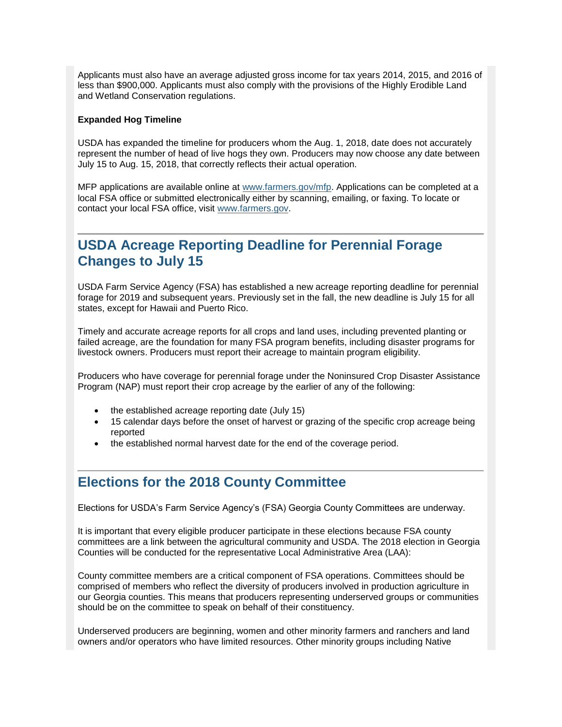Applicants must also have an average adjusted gross income for tax years 2014, 2015, and 2016 of less than $900,000. Applicants must also comply with the provisions of the Highly Erodible Land and Wetland Conservation regulations.

**Expanded Hog Timeline**

USDA has expanded the timeline for producers whom the Aug. 1, 2018, date does not accurately represent the number of head of live hogs they own. Producers may now choose any date between July 15 to Aug. 15, 2018, that correctly reflects their actual operation.

MFP applications are available online at [www.farmers.gov/mfp](www.farmers.gov/mfp). Applications can be completed at a local FSA office or submitted electronically either by scanning, emailing, or faxing. To locate or contact your local FSA office, visit [www.farmers.gov](www.farmers.gov).

## USDA Acreage Reporting Deadline for Perennial Forage Changes to July 15

USDA Farm Service Agency (FSA) has established a new acreage reporting deadline for perennial forage for 2019 and subsequent years. Previously set in the fall, the new deadline is July 15 for all states, except for Hawaii and Puerto Rico.

Timely and accurate acreage reports for all crops and land uses, including prevented planting or failed acreage, are the foundation for many FSA program benefits, including disaster programs for livestock owners. Producers must report their acreage to maintain program eligibility.

Producers who have coverage for perennial forage under the Noninsured Crop Disaster Assistance Program (NAP) must report their crop acreage by the earlier of any of the following:

- the established acreage reporting date (July 15)
- 15 calendar days before the onset of harvest or grazing of the specific crop acreage being reported
- the established normal harvest date for the end of the coverage period.

## Elections for the 2018 County Committee

Elections for USDA's Farm Service Agency's (FSA) Georgia County Committees are underway.

It is important that every eligible producer participate in these elections because FSA county committees are a link between the agricultural community and USDA. The 2018 election in Georgia Counties will be conducted for the representative Local Administrative Area (LAA):

County committee members are a critical component of FSA operations. Committees should be comprised of members who reflect the diversity of producers involved in production agriculture in our Georgia counties. This means that producers representing underserved groups or communities should be on the committee to speak on behalf of their constituency.

Underserved producers are beginning, women and other minority farmers and ranchers and land owners and/or operators who have limited resources. Other minority groups including Native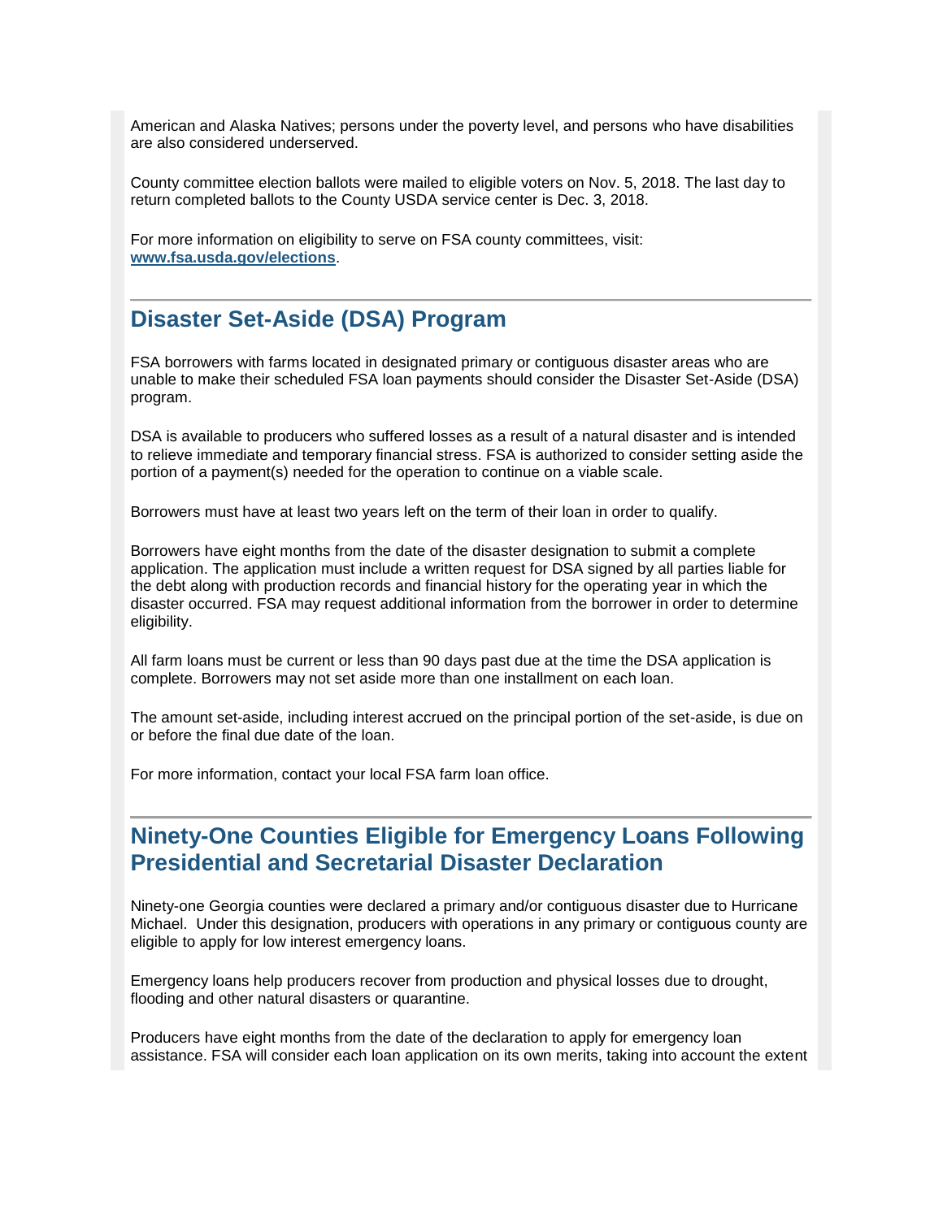American and Alaska Natives; persons under the poverty level, and persons who have disabilities are also considered underserved.

County committee election ballots were mailed to eligible voters on Nov. 5, 2018. The last day to return completed ballots to the County USDA service center is Dec. 3, 2018.

For more information on eligibility to serve on FSA county committees, visit: **www.fsa.usda.gov/elections**.

## Disaster Set-Aside (DSA) Program

FSA borrowers with farms located in designated primary or contiguous disaster areas who are unable to make their scheduled FSA loan payments should consider the Disaster Set-Aside (DSA) program.

DSA is available to producers who suffered losses as a result of a natural disaster and is intended to relieve immediate and temporary financial stress. FSA is authorized to consider setting aside the portion of a payment(s) needed for the operation to continue on a viable scale.

Borrowers must have at least two years left on the term of their loan in order to qualify.

Borrowers have eight months from the date of the disaster designation to submit a complete application. The application must include a written request for DSA signed by all parties liable for the debt along with production records and financial history for the operating year in which the disaster occurred. FSA may request additional information from the borrower in order to determine eligibility.

All farm loans must be current or less than 90 days past due at the time the DSA application is complete. Borrowers may not set aside more than one installment on each loan.

The amount set-aside, including interest accrued on the principal portion of the set-aside, is due on or before the final due date of the loan.

For more information, contact your local FSA farm loan office.

## Ninety-One Counties Eligible for Emergency Loans Following Presidential and Secretarial Disaster Declaration

Ninety-one Georgia counties were declared a primary and/or contiguous disaster due to Hurricane Michael. Under this designation, producers with operations in any primary or contiguous county are eligible to apply for low interest emergency loans.

Emergency loans help producers recover from production and physical losses due to drought, flooding and other natural disasters or quarantine.

Producers have eight months from the date of the declaration to apply for emergency loan assistance. FSA will consider each loan application on its own merits, taking into account the extent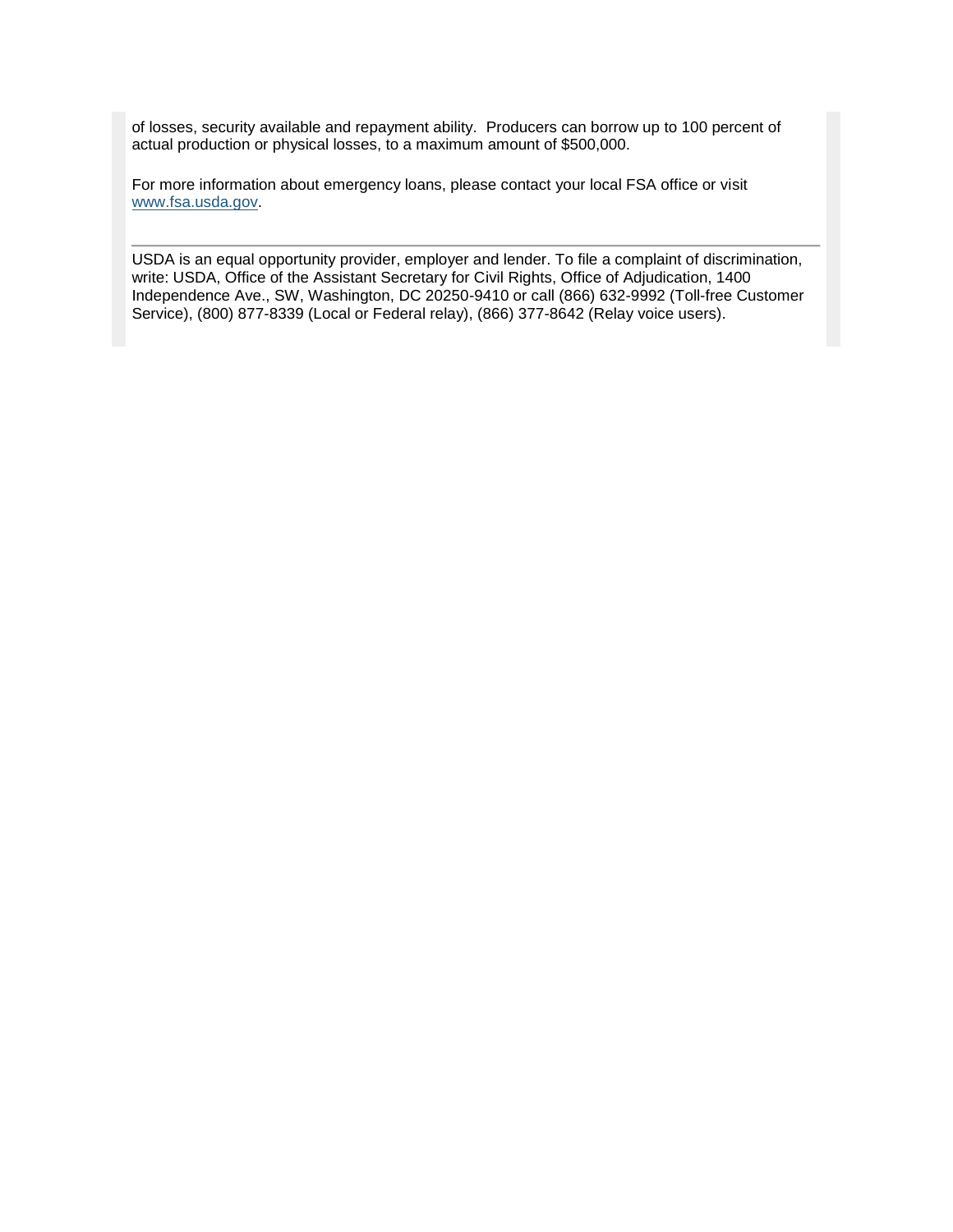of losses, security available and repayment ability. Producers can borrow up to 100 percent of actual production or physical losses, to a maximum amount of $500,000.

For more information about emergency loans, please contact your local FSA office or visit [www.fsa.usda.gov](http://www.fsa.usda.gov).

---

USDA is an equal opportunity provider, employer and lender. To file a complaint of discrimination, write: USDA, Office of the Assistant Secretary for Civil Rights, Office of Adjudication, 1400 Independence Ave., SW, Washington, DC 20250-9410 or call (866) 632-9992 (Toll-free Customer Service), (800) 877-8339 (Local or Federal relay), (866) 377-8642 (Relay voice users).